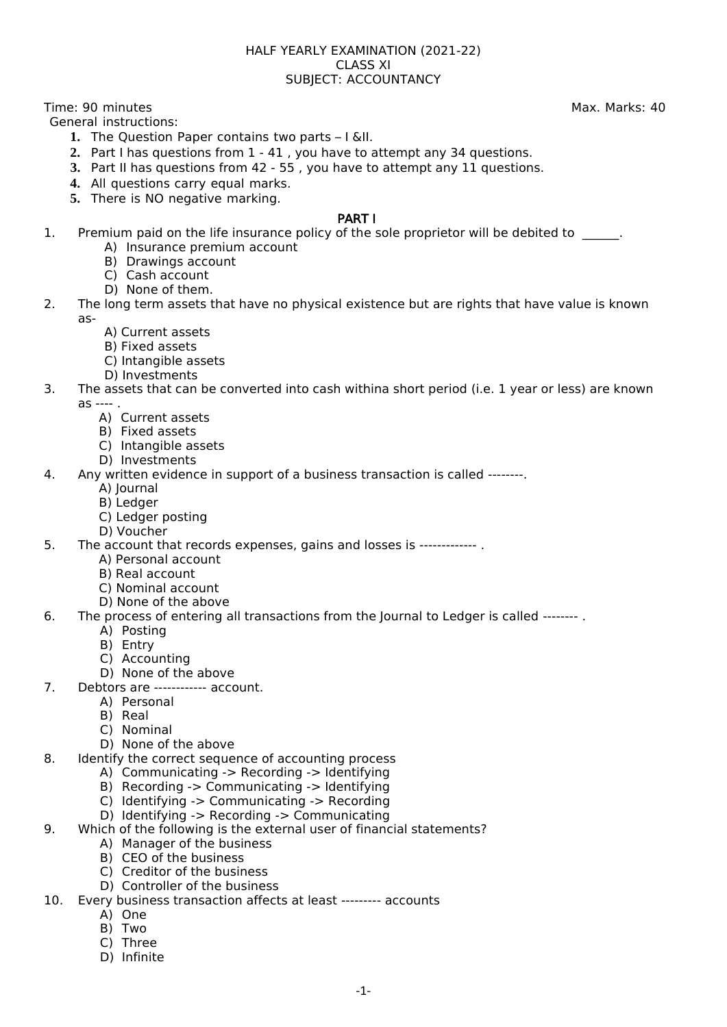HALF YEARLY EXAMINATION (2021-22)
CLASS XI
SUBJECT: ACCOUNTANCY

Time: 90 minutes | Max. Marks: 40

General instructions:

1. The Question Paper contains two parts – I &II.
2. Part I has questions from 1 - 41 , you have to attempt any 34 questions.
3. Part II has questions from 42 - 55 , you have to attempt any 11 questions.
4. All questions carry equal marks.
5. There is NO negative marking.

## PART I

1. Premium paid on the life insurance policy of the sole proprietor will be debited to ______.
   - A) Insurance premium account
   - B) Drawings account
   - C) Cash account
   - D) None of them.
2. The long term assets that have no physical existence but are rights that have value is known as-
   - A) Current assets
   - B) Fixed assets
   - C) Intangible assets
   - D) Investments
3. The assets that can be converted into cash withina short period (i.e. 1 year or less) are known as ---- .
   - A) Current assets
   - B) Fixed assets
   - C) Intangible assets
   - D) Investments
4. Any written evidence in support of a business transaction is called --------.
   - A) Journal
   - B) Ledger
   - C) Ledger posting
   - D) Voucher
5. The account that records expenses, gains and losses is ------------- .
   - A) Personal account
   - B) Real account
   - C) Nominal account
   - D) None of the above
6. The process of entering all transactions from the Journal to Ledger is called -------- .
   - A) Posting
   - B) Entry
   - C) Accounting
   - D) None of the above
7. Debtors are ------------ account.
   - A) Personal
   - B) Real
   - C) Nominal
   - D) None of the above
8. Identify the correct sequence of accounting process
   - A) Communicating -> Recording -> Identifying
   - B) Recording -> Communicating -> Identifying
   - C) Identifying -> Communicating -> Recording
   - D) Identifying -> Recording -> Communicating
9. Which of the following is the external user of financial statements?
   - A) Manager of the business
   - B) CEO of the business
   - C) Creditor of the business
   - D) Controller of the business
10. Every business transaction affects at least --------- accounts
    - A) One
    - B) Two
    - C) Three
    - D) Infinite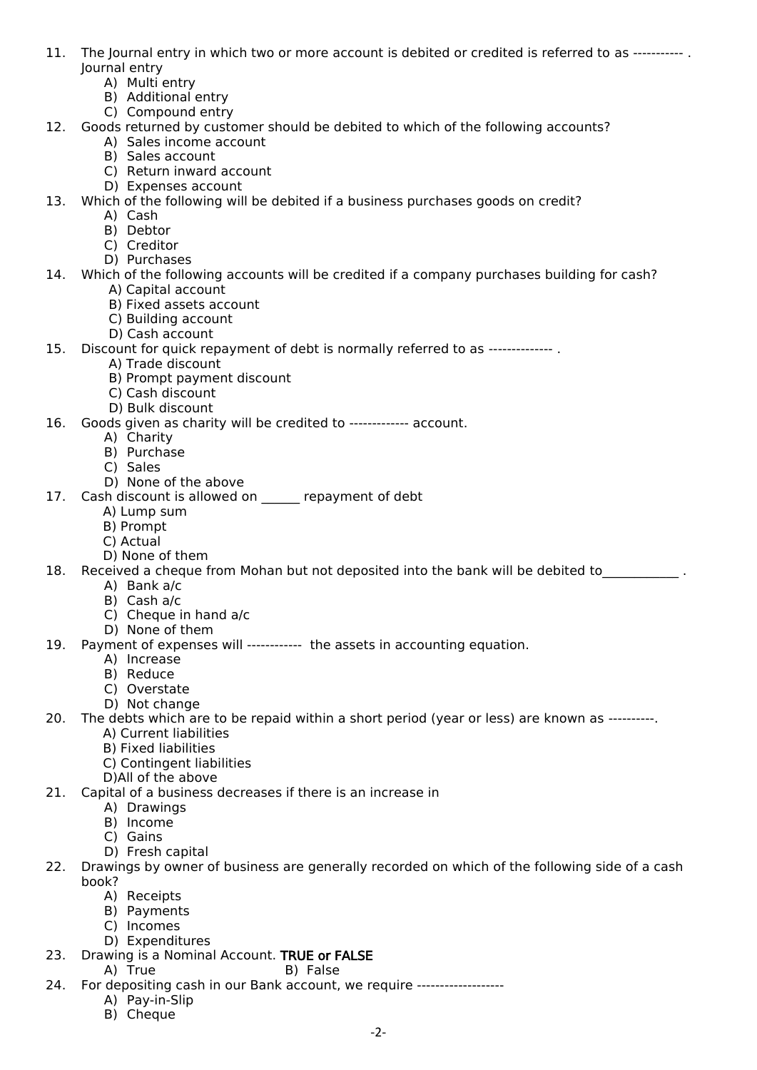11. The Journal entry in which two or more account is debited or credited is referred to as ----------- . Journal entry
    A) Multi entry
    B) Additional entry
    C) Compound entry
12. Goods returned by customer should be debited to which of the following accounts?
    A) Sales income account
    B) Sales account
    C) Return inward account
    D) Expenses account
13. Which of the following will be debited if a business purchases goods on credit?
    A) Cash
    B) Debtor
    C) Creditor
    D) Purchases
14. Which of the following accounts will be credited if a company purchases building for cash?
    A) Capital account
    B) Fixed assets account
    C) Building account
    D) Cash account
15. Discount for quick repayment of debt is normally referred to as -------------- .
    A) Trade discount
    B) Prompt payment discount
    C) Cash discount
    D) Bulk discount
16. Goods given as charity will be credited to ------------- account.
    A) Charity
    B) Purchase
    C) Sales
    D) None of the above
17. Cash discount is allowed on ______ repayment of debt
    A) Lump sum
    B) Prompt
    C) Actual
    D) None of them
18. Received a cheque from Mohan but not deposited into the bank will be debited to____________ .
    A) Bank a/c
    B) Cash a/c
    C) Cheque in hand a/c
    D) None of them
19. Payment of expenses will ------------ the assets in accounting equation.
    A) Increase
    B) Reduce
    C) Overstate
    D) Not change
20. The debts which are to be repaid within a short period (year or less) are known as ----------.
    A) Current liabilities
    B) Fixed liabilities
    C) Contingent liabilities
    D)All of the above
21. Capital of a business decreases if there is an increase in
    A) Drawings
    B) Income
    C) Gains
    D) Fresh capital
22. Drawings by owner of business are generally recorded on which of the following side of a cash book?
    A) Receipts
    B) Payments
    C) Incomes
    D) Expenditures
23. Drawing is a Nominal Account. **TRUE or FALSE**
    A) True  B) False
24. For depositing cash in our Bank account, we require -------------------
    A) Pay-in-Slip
    B) Cheque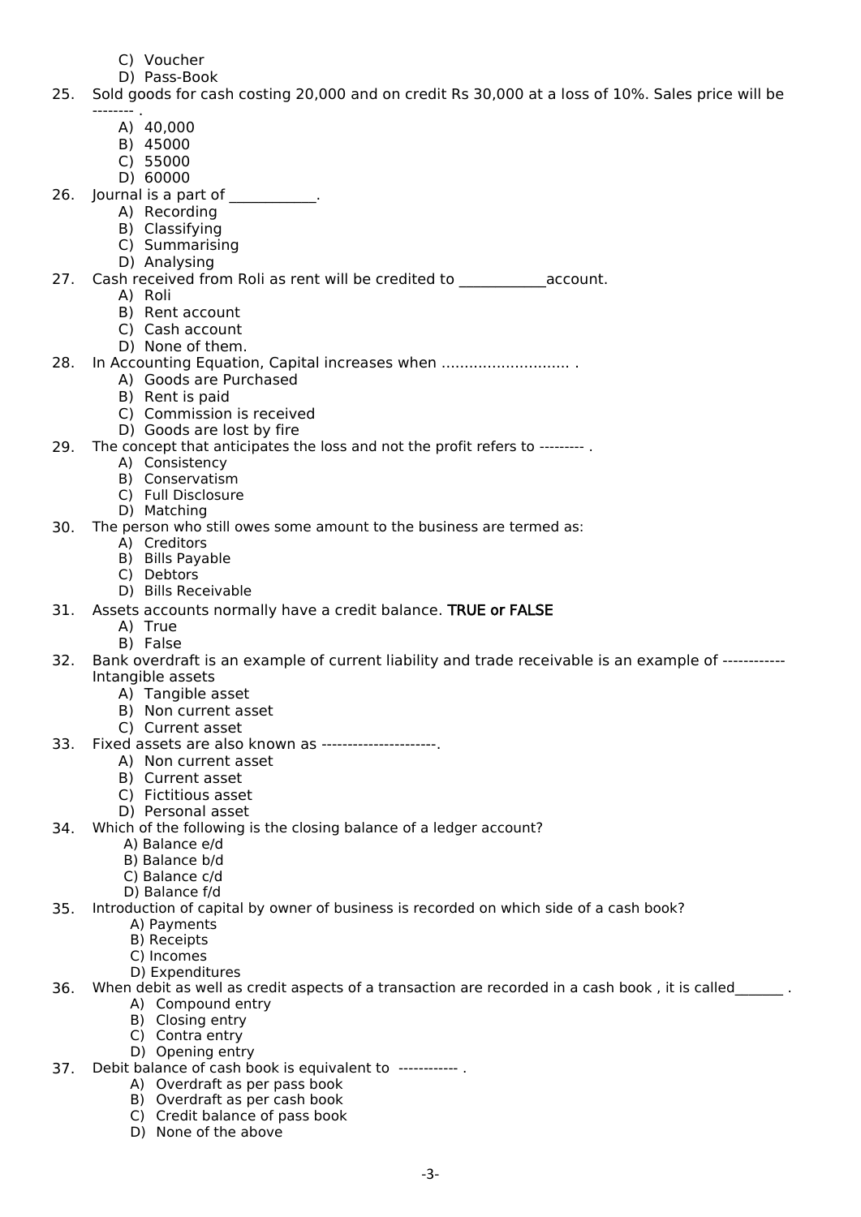C) Voucher
D) Pass-Book

25. Sold goods for cash costing 20,000 and on credit Rs 30,000 at a loss of 10%. Sales price will be -------- .
    A) 40,000
    B) 45000
    C) 55000
    D) 60000
26. Journal is a part of ___________.
    A) Recording
    B) Classifying
    C) Summarising
    D) Analysing
27. Cash received from Roli as rent will be credited to ___________account.
    A) Roli
    B) Rent account
    C) Cash account
    D) None of them.
28. In Accounting Equation, Capital increases when ............................ .
    A) Goods are Purchased
    B) Rent is paid
    C) Commission is received
    D) Goods are lost by fire
29. The concept that anticipates the loss and not the profit refers to --------- .
    A) Consistency
    B) Conservatism
    C) Full Disclosure
    D) Matching
30. The person who still owes some amount to the business are termed as:
    A) Creditors
    B) Bills Payable
    C) Debtors
    D) Bills Receivable
31. Assets accounts normally have a credit balance. **TRUE or FALSE**
    A) True
    B) False
32. Bank overdraft is an example of current liability and trade receivable is an example of ------------ Intangible assets
    A) Tangible asset
    B) Non current asset
    C) Current asset
33. Fixed assets are also known as ----------------------.
    A) Non current asset
    B) Current asset
    C) Fictitious asset
    D) Personal asset
34. Which of the following is the closing balance of a ledger account?
    A) Balance e/d
    B) Balance b/d
    C) Balance c/d
    D) Balance f/d
35. Introduction of capital by owner of business is recorded on which side of a cash book?
    A) Payments
    B) Receipts
    C) Incomes
    D) Expenditures
36. When debit as well as credit aspects of a transaction are recorded in a cash book , it is called_______ .
    A) Compound entry
    B) Closing entry
    C) Contra entry
    D) Opening entry
37. Debit balance of cash book is equivalent to ------------ .
    A) Overdraft as per pass book
    B) Overdraft as per cash book
    C) Credit balance of pass book
    D) None of the above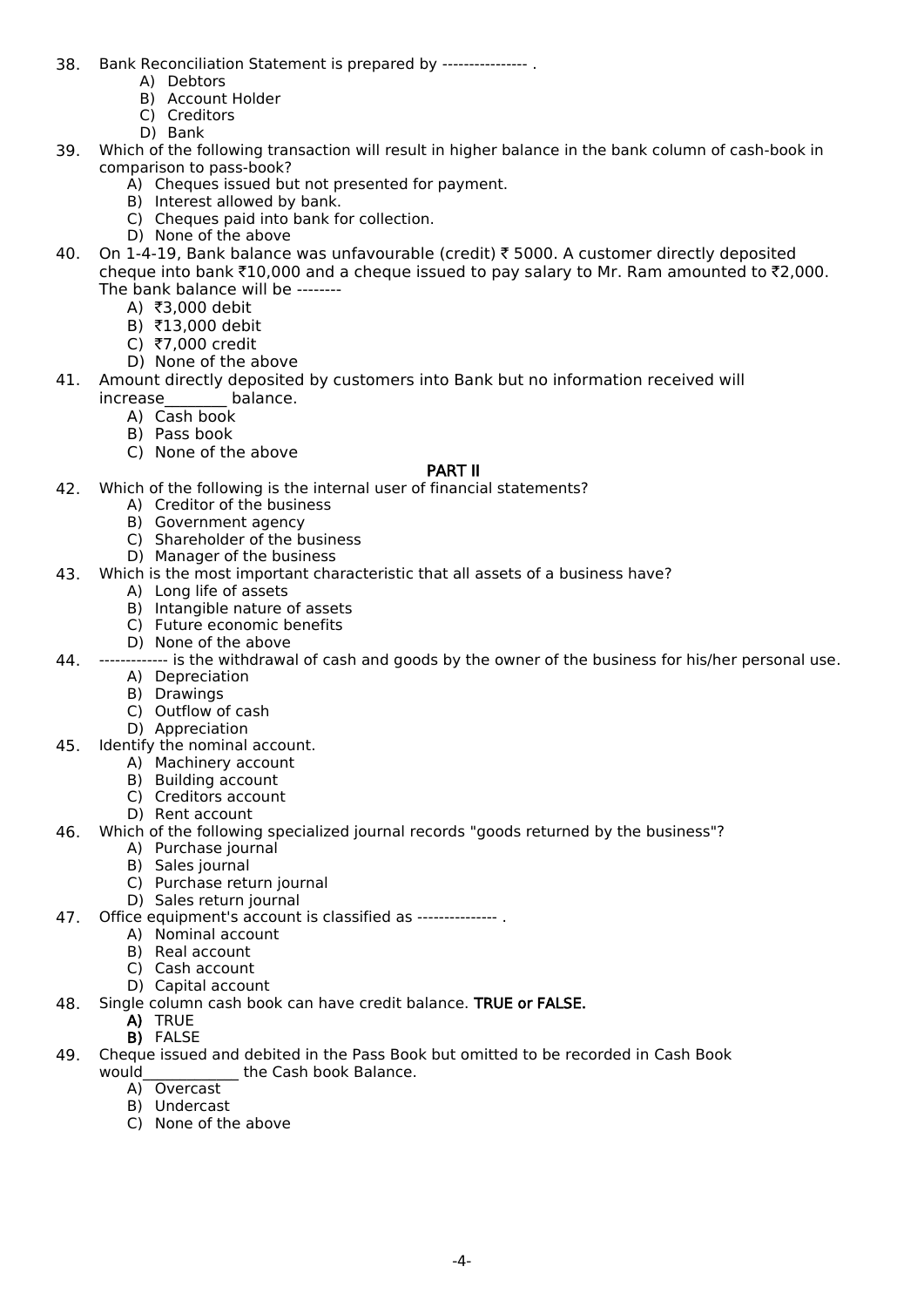38. Bank Reconciliation Statement is prepared by ---------------- .
    A) Debtors
    B) Account Holder
    C) Creditors
    D) Bank

39. Which of the following transaction will result in higher balance in the bank column of cash-book in comparison to pass-book?
    A) Cheques issued but not presented for payment.
    B) Interest allowed by bank.
    C) Cheques paid into bank for collection.
    D) None of the above

40. On 1-4-19, Bank balance was unfavourable (credit) ₹ 5000. A customer directly deposited cheque into bank ₹10,000 and a cheque issued to pay salary to Mr. Ram amounted to ₹2,000. The bank balance will be --------
    A) ₹3,000 debit
    B) ₹13,000 debit
    C) ₹7,000 credit
    D) None of the above

41. Amount directly deposited by customers into Bank but no information received will increase________ balance.
    A) Cash book
    B) Pass book
    C) None of the above

## PART II

42. Which of the following is the internal user of financial statements?
    A) Creditor of the business
    B) Government agency
    C) Shareholder of the business
    D) Manager of the business

43. Which is the most important characteristic that all assets of a business have?
    A) Long life of assets
    B) Intangible nature of assets
    C) Future economic benefits
    D) None of the above

44. ------------- is the withdrawal of cash and goods by the owner of the business for his/her personal use.
    A) Depreciation
    B) Drawings
    C) Outflow of cash
    D) Appreciation

45. Identify the nominal account.
    A) Machinery account
    B) Building account
    C) Creditors account
    D) Rent account

46. Which of the following specialized journal records "goods returned by the business"?
    A) Purchase journal
    B) Sales journal
    C) Purchase return journal
    D) Sales return journal

47. Office equipment's account is classified as --------------- .
    A) Nominal account
    B) Real account
    C) Cash account
    D) Capital account

48. Single column cash book can have credit balance. **TRUE or FALSE.**
    **A)** TRUE
    **B)** FALSE

49. Cheque issued and debited in the Pass Book but omitted to be recorded in Cash Book would____________ the Cash book Balance.
    A) Overcast
    B) Undercast
    C) None of the above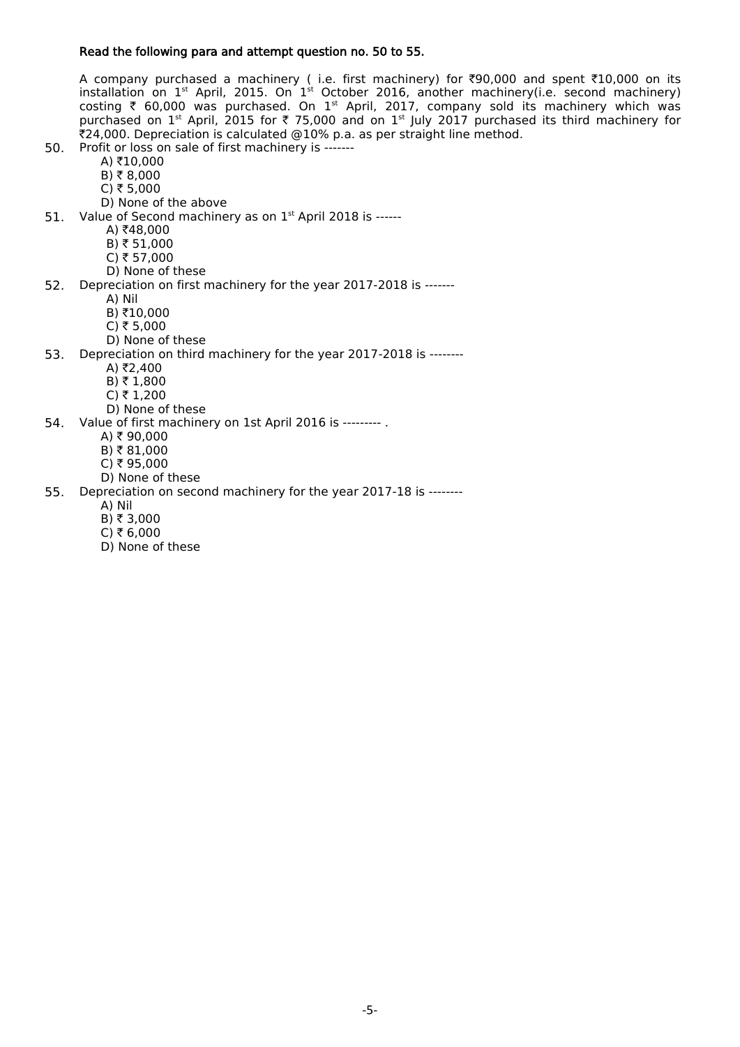**Read the following para and attempt question no. 50 to 55.**

A company purchased a machinery ( i.e. first machinery) for ₹90,000 and spent ₹10,000 on its installation on 1st April, 2015. On 1st October 2016, another machinery(i.e. second machinery) costing ₹ 60,000 was purchased. On 1st April, 2017, company sold its machinery which was purchased on 1st April, 2015 for ₹ 75,000 and on 1st July 2017 purchased its third machinery for ₹24,000. Depreciation is calculated @10% p.a. as per straight line method.

50. Profit or loss on sale of first machinery is -------
    - A) ₹10,000
    - B) ₹ 8,000
    - C) ₹ 5,000
    - D) None of the above

51. Value of Second machinery as on 1st April 2018 is ------
    - A) ₹48,000
    - B) ₹ 51,000
    - C) ₹ 57,000
    - D) None of these

52. Depreciation on first machinery for the year 2017-2018 is -------
    - A) Nil
    - B) ₹10,000
    - C) ₹ 5,000
    - D) None of these

53. Depreciation on third machinery for the year 2017-2018 is --------
    - A) ₹2,400
    - B) ₹ 1,800
    - C) ₹ 1,200
    - D) None of these

54. Value of first machinery on 1st April 2016 is --------- .
    - A) ₹ 90,000
    - B) ₹ 81,000
    - C) ₹ 95,000
    - D) None of these

55. Depreciation on second machinery for the year 2017-18 is --------
    - A) Nil
    - B) ₹ 3,000
    - C) ₹ 6,000
    - D) None of these